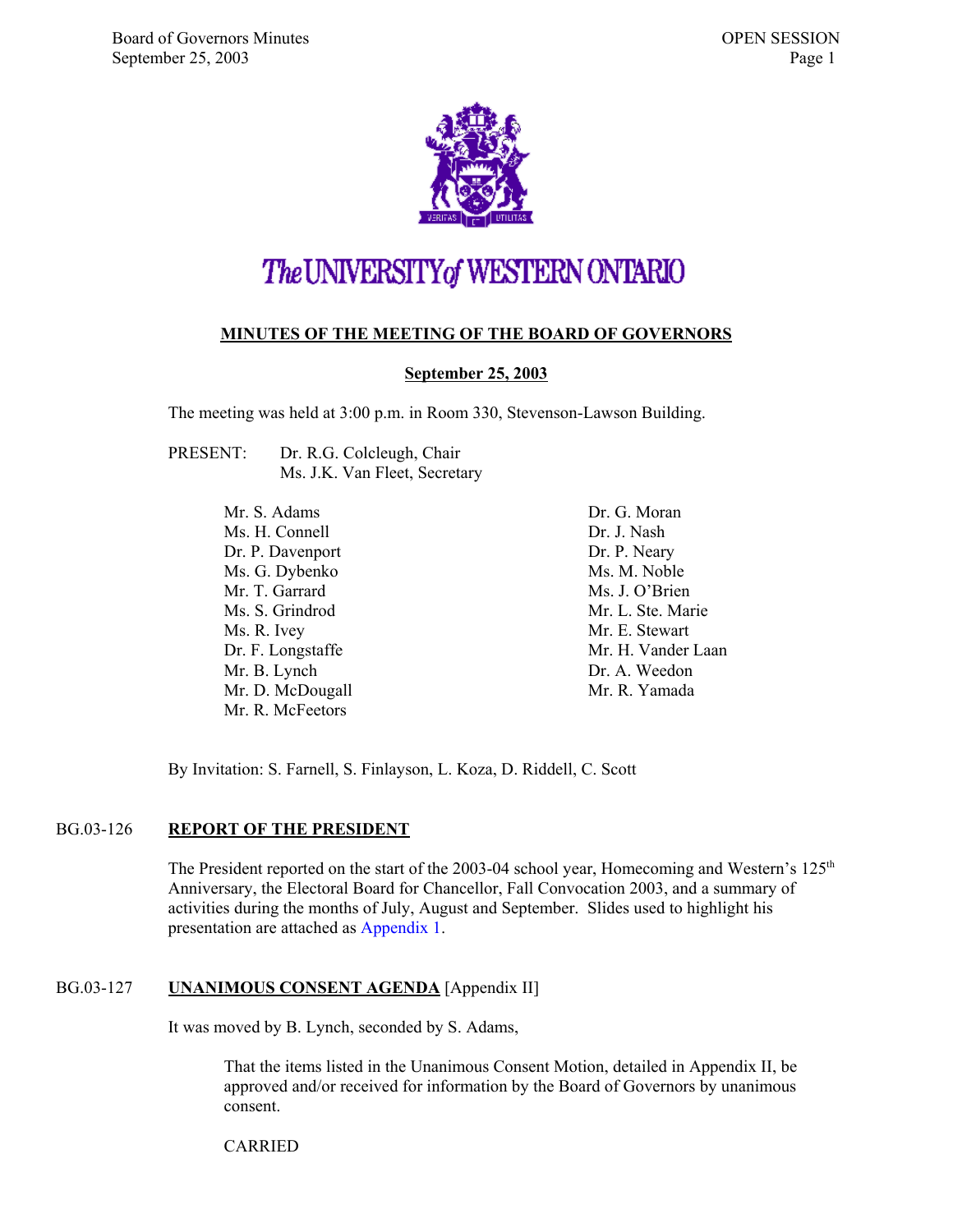# MINUTES OF THE MEETING OF THE BOARD OF GOVERNORS

## September 25, 2003

The meeting was held at 3:00 p.m. in Room 330, Stevenson-Lawson Building.

PRESENT: Dr. R.G. Colcleugh, Chair
Ms. J.K. Van Fleet, Secretary

Mr. S. Adams
Ms. H. Connell
Dr. P. Davenport
Ms. G. Dybenko
Mr. T. Garrard
Ms. S. Grindrod
Ms. R. Ivey
Dr. F. Longstaffe
Mr. B. Lynch
Mr. D. McDougall
Mr. R. McFeetors
Dr. G. Moran
Dr. J. Nash
Dr. P. Neary
Ms. M. Noble
Ms. J. O'Brien
Mr. L. Ste. Marie
Mr. E. Stewart
Mr. H. Vander Laan
Dr. A. Weedon
Mr. R. Yamada

By Invitation: S. Farnell, S. Finlayson, L. Koza, D. Riddell, C. Scott

### BG.03-126 REPORT OF THE PRESIDENT

The President reported on the start of the 2003-04 school year, Homecoming and Western's 125th Anniversary, the Electoral Board for Chancellor, Fall Convocation 2003, and a summary of activities during the months of July, August and September. Slides used to highlight his presentation are attached as Appendix 1.

### BG.03-127 UNANIMOUS CONSENT AGENDA [Appendix II]

It was moved by B. Lynch, seconded by S. Adams,

> That the items listed in the Unanimous Consent Motion, detailed in Appendix II, be approved and/or received for information by the Board of Governors by unanimous consent.

CARRIED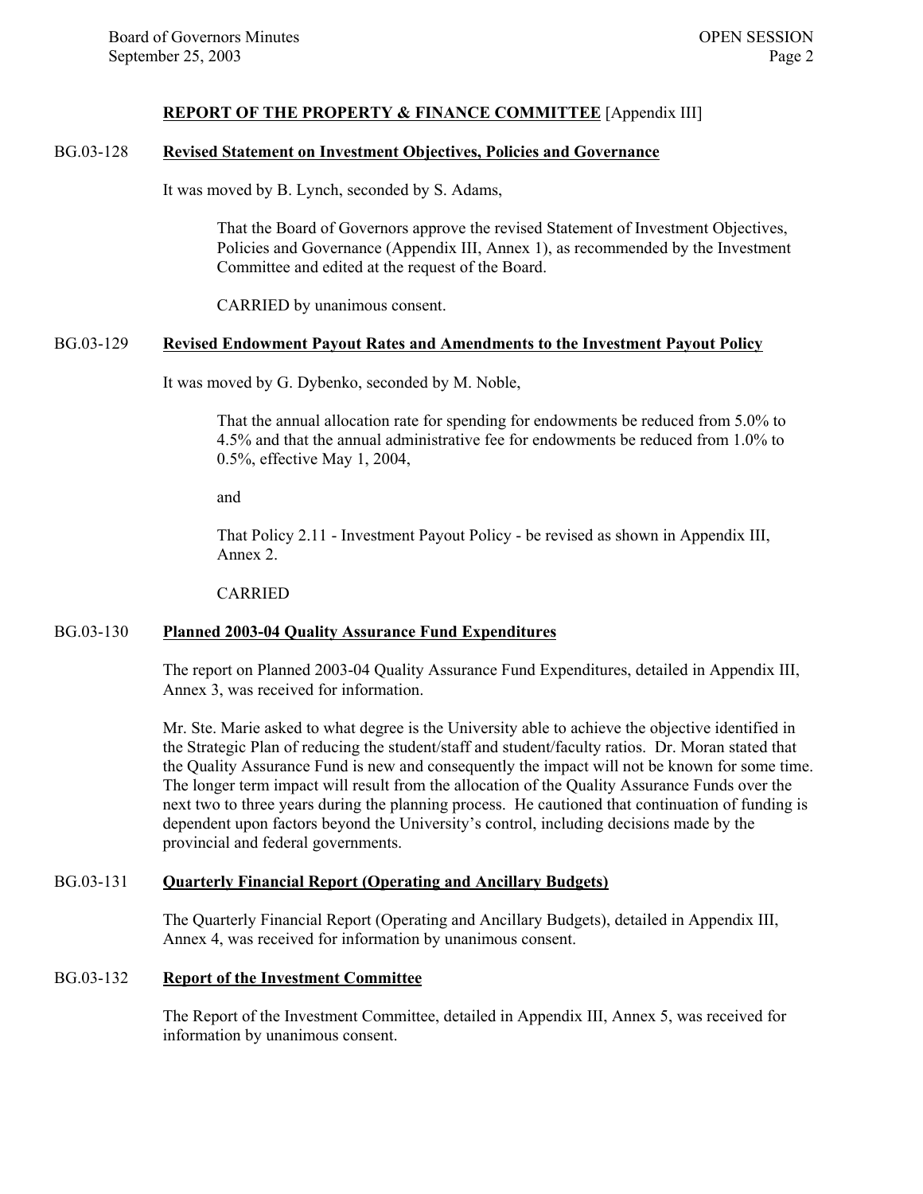## REPORT OF THE PROPERTY & FINANCE COMMITTEE [Appendix III]

### BG.03-128 Revised Statement on Investment Objectives, Policies and Governance

It was moved by B. Lynch, seconded by S. Adams,

> That the Board of Governors approve the revised Statement of Investment Objectives, Policies and Governance (Appendix III, Annex 1), as recommended by the Investment Committee and edited at the request of the Board.
>
> CARRIED by unanimous consent.

### BG.03-129 Revised Endowment Payout Rates and Amendments to the Investment Payout Policy

It was moved by G. Dybenko, seconded by M. Noble,

> That the annual allocation rate for spending for endowments be reduced from 5.0% to 4.5% and that the annual administrative fee for endowments be reduced from 1.0% to 0.5%, effective May 1, 2004,
>
> and
>
> That Policy 2.11 - Investment Payout Policy - be revised as shown in Appendix III, Annex 2.
>
> CARRIED

### BG.03-130 Planned 2003-04 Quality Assurance Fund Expenditures

The report on Planned 2003-04 Quality Assurance Fund Expenditures, detailed in Appendix III, Annex 3, was received for information.

Mr. Ste. Marie asked to what degree is the University able to achieve the objective identified in the Strategic Plan of reducing the student/staff and student/faculty ratios. Dr. Moran stated that the Quality Assurance Fund is new and consequently the impact will not be known for some time. The longer term impact will result from the allocation of the Quality Assurance Funds over the next two to three years during the planning process. He cautioned that continuation of funding is dependent upon factors beyond the University's control, including decisions made by the provincial and federal governments.

### BG.03-131 Quarterly Financial Report (Operating and Ancillary Budgets)

The Quarterly Financial Report (Operating and Ancillary Budgets), detailed in Appendix III, Annex 4, was received for information by unanimous consent.

### BG.03-132 Report of the Investment Committee

The Report of the Investment Committee, detailed in Appendix III, Annex 5, was received for information by unanimous consent.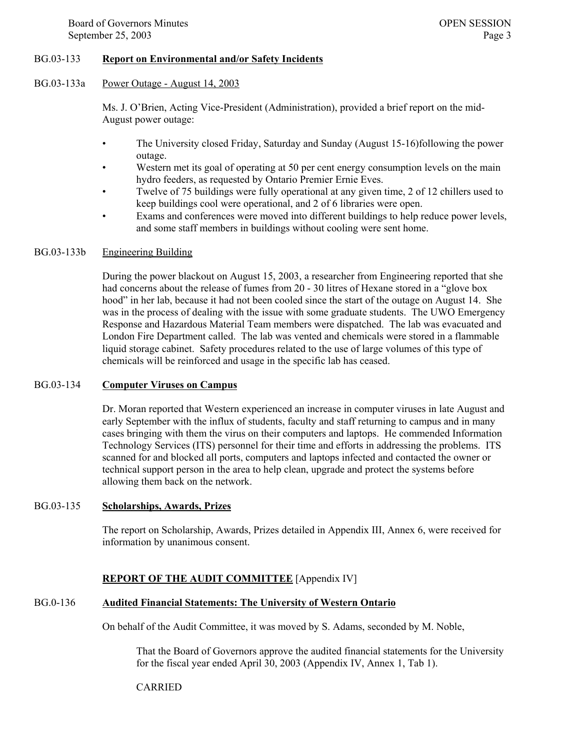BG.03-133 **Report on Environmental and/or Safety Incidents**

BG.03-133a Power Outage - August 14, 2003

Ms. J. O'Brien, Acting Vice-President (Administration), provided a brief report on the mid-August power outage:

- The University closed Friday, Saturday and Sunday (August 15-16)following the power outage.
- Western met its goal of operating at 50 per cent energy consumption levels on the main hydro feeders, as requested by Ontario Premier Ernie Eves.
- Twelve of 75 buildings were fully operational at any given time, 2 of 12 chillers used to keep buildings cool were operational, and 2 of 6 libraries were open.
- Exams and conferences were moved into different buildings to help reduce power levels, and some staff members in buildings without cooling were sent home.

BG.03-133b Engineering Building

During the power blackout on August 15, 2003, a researcher from Engineering reported that she had concerns about the release of fumes from 20 - 30 litres of Hexane stored in a "glove box hood" in her lab, because it had not been cooled since the start of the outage on August 14. She was in the process of dealing with the issue with some graduate students. The UWO Emergency Response and Hazardous Material Team members were dispatched. The lab was evacuated and London Fire Department called. The lab was vented and chemicals were stored in a flammable liquid storage cabinet. Safety procedures related to the use of large volumes of this type of chemicals will be reinforced and usage in the specific lab has ceased.

BG.03-134 **Computer Viruses on Campus**

Dr. Moran reported that Western experienced an increase in computer viruses in late August and early September with the influx of students, faculty and staff returning to campus and in many cases bringing with them the virus on their computers and laptops. He commended Information Technology Services (ITS) personnel for their time and efforts in addressing the problems. ITS scanned for and blocked all ports, computers and laptops infected and contacted the owner or technical support person in the area to help clean, upgrade and protect the systems before allowing them back on the network.

BG.03-135 **Scholarships, Awards, Prizes**

The report on Scholarship, Awards, Prizes detailed in Appendix III, Annex 6, were received for information by unanimous consent.

**REPORT OF THE AUDIT COMMITTEE** [Appendix IV]

BG.0-136 **Audited Financial Statements: The University of Western Ontario**

On behalf of the Audit Committee, it was moved by S. Adams, seconded by M. Noble,

> That the Board of Governors approve the audited financial statements for the University for the fiscal year ended April 30, 2003 (Appendix IV, Annex 1, Tab 1).
>
> CARRIED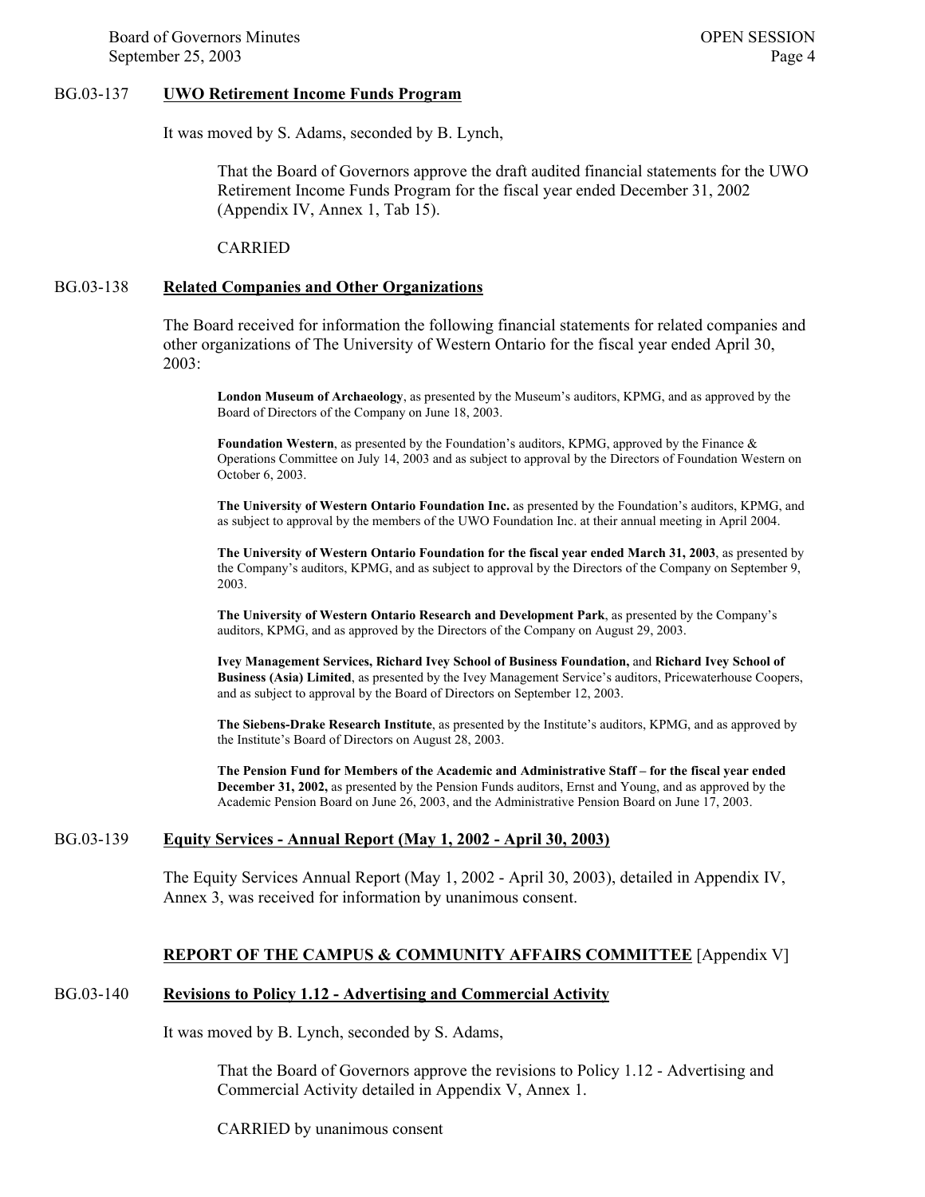## BG.03-137 **UWO Retirement Income Funds Program**

It was moved by S. Adams, seconded by B. Lynch,

> That the Board of Governors approve the draft audited financial statements for the UWO Retirement Income Funds Program for the fiscal year ended December 31, 2002 (Appendix IV, Annex 1, Tab 15).
>
> CARRIED

## BG.03-138 **Related Companies and Other Organizations**

The Board received for information the following financial statements for related companies and other organizations of The University of Western Ontario for the fiscal year ended April 30, 2003:

> **London Museum of Archaeology**, as presented by the Museum's auditors, KPMG, and as approved by the Board of Directors of the Company on June 18, 2003.
>
> **Foundation Western**, as presented by the Foundation's auditors, KPMG, approved by the Finance & Operations Committee on July 14, 2003 and as subject to approval by the Directors of Foundation Western on October 6, 2003.
>
> **The University of Western Ontario Foundation Inc.** as presented by the Foundation's auditors, KPMG, and as subject to approval by the members of the UWO Foundation Inc. at their annual meeting in April 2004.
>
> **The University of Western Ontario Foundation for the fiscal year ended March 31, 2003**, as presented by the Company's auditors, KPMG, and as subject to approval by the Directors of the Company on September 9, 2003.
>
> **The University of Western Ontario Research and Development Park**, as presented by the Company's auditors, KPMG, and as approved by the Directors of the Company on August 29, 2003.
>
> **Ivey Management Services, Richard Ivey School of Business Foundation,** and **Richard Ivey School of Business (Asia) Limited**, as presented by the Ivey Management Service's auditors, Pricewaterhouse Coopers, and as subject to approval by the Board of Directors on September 12, 2003.
>
> **The Siebens-Drake Research Institute**, as presented by the Institute's auditors, KPMG, and as approved by the Institute's Board of Directors on August 28, 2003.
>
> **The Pension Fund for Members of the Academic and Administrative Staff – for the fiscal year ended December 31, 2002,** as presented by the Pension Funds auditors, Ernst and Young, and as approved by the Academic Pension Board on June 26, 2003, and the Administrative Pension Board on June 17, 2003.

## BG.03-139 **Equity Services - Annual Report (May 1, 2002 - April 30, 2003)**

The Equity Services Annual Report (May 1, 2002 - April 30, 2003), detailed in Appendix IV, Annex 3, was received for information by unanimous consent.

# **REPORT OF THE CAMPUS & COMMUNITY AFFAIRS COMMITTEE** [Appendix V]

## BG.03-140 **Revisions to Policy 1.12 - Advertising and Commercial Activity**

It was moved by B. Lynch, seconded by S. Adams,

> That the Board of Governors approve the revisions to Policy 1.12 - Advertising and Commercial Activity detailed in Appendix V, Annex 1.
>
> CARRIED by unanimous consent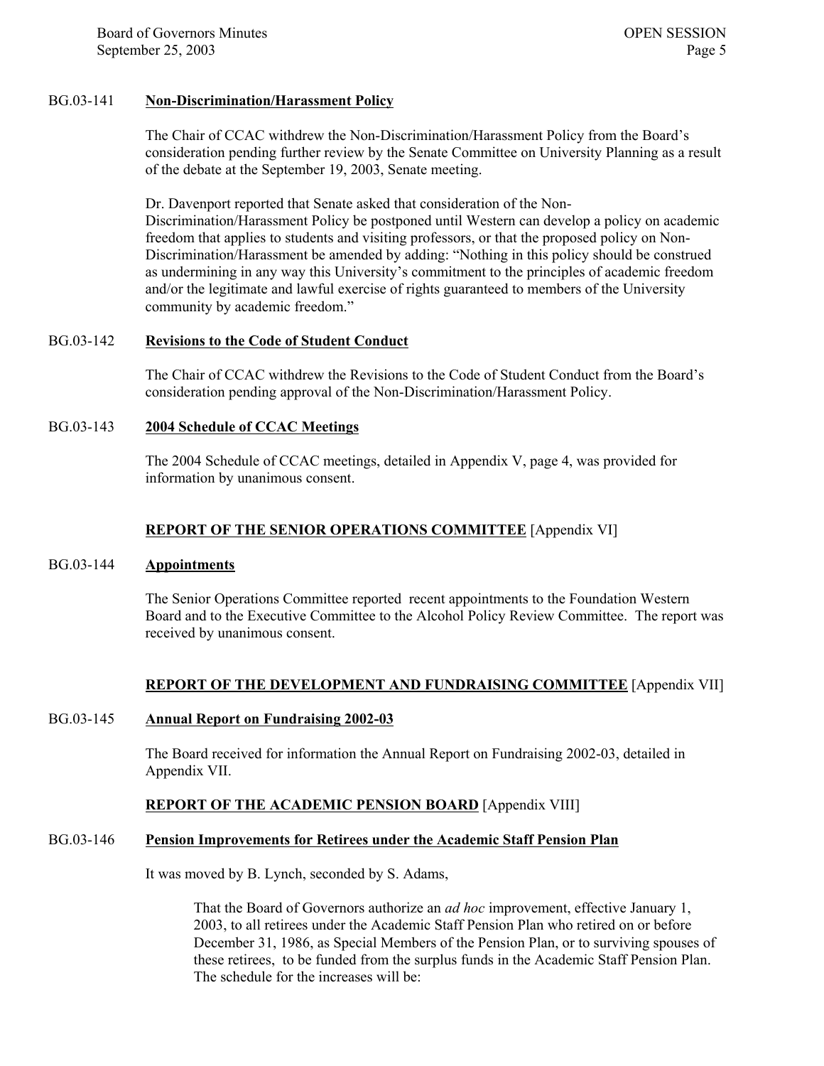BG.03-141 **Non-Discrimination/Harassment Policy**

The Chair of CCAC withdrew the Non-Discrimination/Harassment Policy from the Board's consideration pending further review by the Senate Committee on University Planning as a result of the debate at the September 19, 2003, Senate meeting.

Dr. Davenport reported that Senate asked that consideration of the Non-Discrimination/Harassment Policy be postponed until Western can develop a policy on academic freedom that applies to students and visiting professors, or that the proposed policy on Non-Discrimination/Harassment be amended by adding: "Nothing in this policy should be construed as undermining in any way this University's commitment to the principles of academic freedom and/or the legitimate and lawful exercise of rights guaranteed to members of the University community by academic freedom."

BG.03-142 **Revisions to the Code of Student Conduct**

The Chair of CCAC withdrew the Revisions to the Code of Student Conduct from the Board's consideration pending approval of the Non-Discrimination/Harassment Policy.

BG.03-143 **2004 Schedule of CCAC Meetings**

The 2004 Schedule of CCAC meetings, detailed in Appendix V, page 4, was provided for information by unanimous consent.

## REPORT OF THE SENIOR OPERATIONS COMMITTEE [Appendix VI]

BG.03-144 **Appointments**

The Senior Operations Committee reported recent appointments to the Foundation Western Board and to the Executive Committee to the Alcohol Policy Review Committee. The report was received by unanimous consent.

## REPORT OF THE DEVELOPMENT AND FUNDRAISING COMMITTEE [Appendix VII]

BG.03-145 **Annual Report on Fundraising 2002-03**

The Board received for information the Annual Report on Fundraising 2002-03, detailed in Appendix VII.

## REPORT OF THE ACADEMIC PENSION BOARD [Appendix VIII]

BG.03-146 **Pension Improvements for Retirees under the Academic Staff Pension Plan**

It was moved by B. Lynch, seconded by S. Adams,

> That the Board of Governors authorize an *ad hoc* improvement, effective January 1, 2003, to all retirees under the Academic Staff Pension Plan who retired on or before December 31, 1986, as Special Members of the Pension Plan, or to surviving spouses of these retirees, to be funded from the surplus funds in the Academic Staff Pension Plan. The schedule for the increases will be: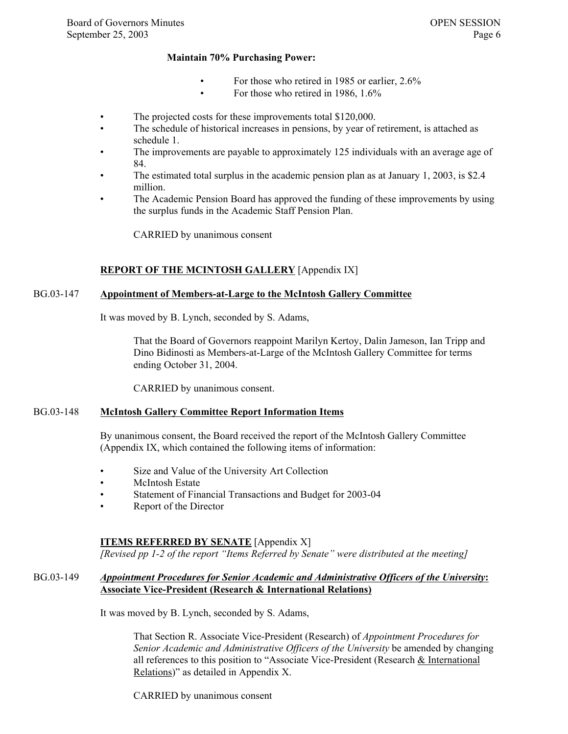**Maintain 70% Purchasing Power:**

- For those who retired in 1985 or earlier, 2.6%
- For those who retired in 1986, 1.6%

- The projected costs for these improvements total $120,000.
- The schedule of historical increases in pensions, by year of retirement, is attached as schedule 1.
- The improvements are payable to approximately 125 individuals with an average age of 84.
- The estimated total surplus in the academic pension plan as at January 1, 2003, is $2.4 million.
- The Academic Pension Board has approved the funding of these improvements by using the surplus funds in the Academic Staff Pension Plan.

CARRIED by unanimous consent

## REPORT OF THE MCINTOSH GALLERY [Appendix IX]

### BG.03-147 Appointment of Members-at-Large to the McIntosh Gallery Committee

It was moved by B. Lynch, seconded by S. Adams,

> That the Board of Governors reappoint Marilyn Kertoy, Dalin Jameson, Ian Tripp and Dino Bidinosti as Members-at-Large of the McIntosh Gallery Committee for terms ending October 31, 2004.
>
> CARRIED by unanimous consent.

### BG.03-148 McIntosh Gallery Committee Report Information Items

By unanimous consent, the Board received the report of the McIntosh Gallery Committee (Appendix IX, which contained the following items of information:

- Size and Value of the University Art Collection
- McIntosh Estate
- Statement of Financial Transactions and Budget for 2003-04
- Report of the Director

## ITEMS REFERRED BY SENATE [Appendix X]

*[Revised pp 1-2 of the report "Items Referred by Senate" were distributed at the meeting]*

### BG.03-149 *Appointment Procedures for Senior Academic and Administrative Officers of the University*: Associate Vice-President (Research & International Relations)

It was moved by B. Lynch, seconded by S. Adams,

> That Section R. Associate Vice-President (Research) of *Appointment Procedures for Senior Academic and Administrative Officers of the University* be amended by changing all references to this position to "Associate Vice-President (Research <u>& International Relations</u>)" as detailed in Appendix X.
>
> CARRIED by unanimous consent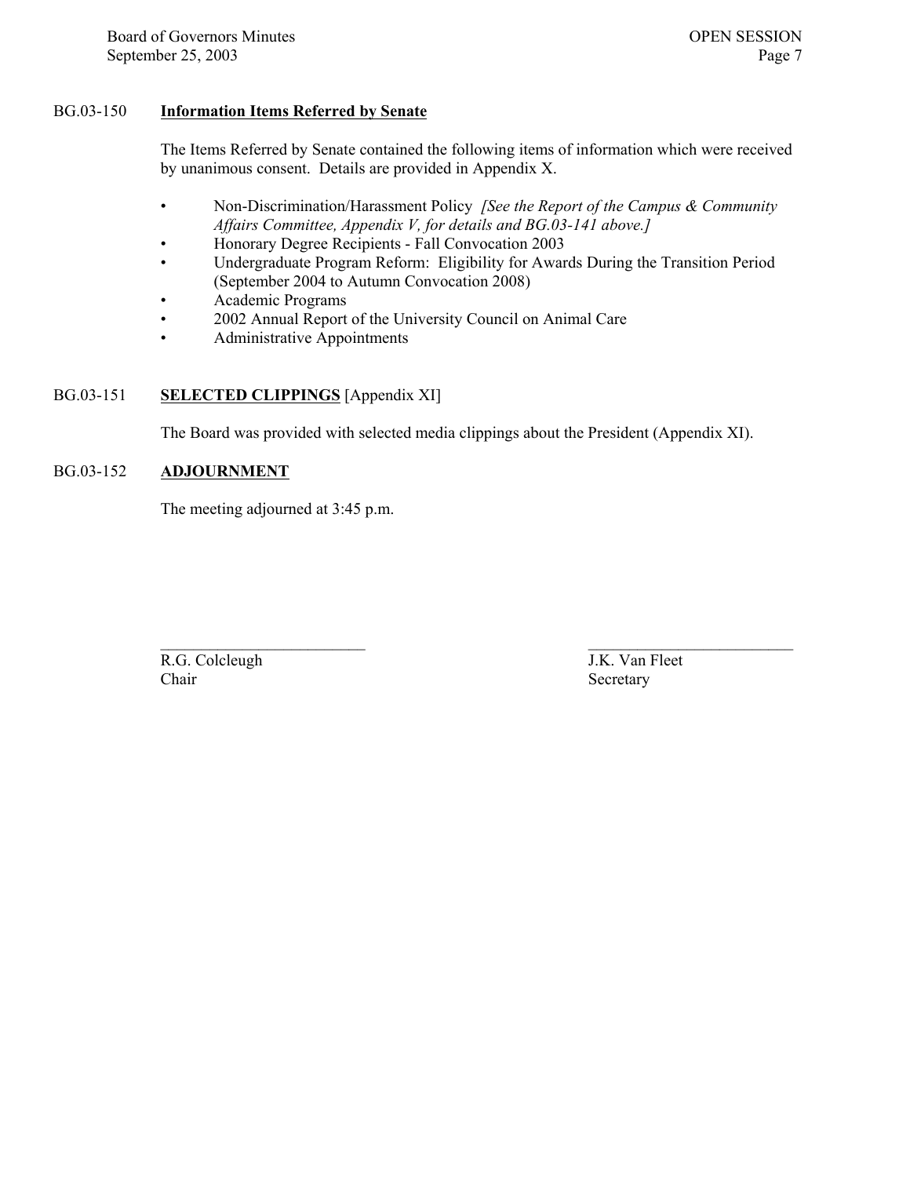BG.03-150 **Information Items Referred by Senate**

The Items Referred by Senate contained the following items of information which were received by unanimous consent. Details are provided in Appendix X.

- Non-Discrimination/Harassment Policy *[See the Report of the Campus & Community Affairs Committee, Appendix V, for details and BG.03-141 above.]*
- Honorary Degree Recipients - Fall Convocation 2003
- Undergraduate Program Reform: Eligibility for Awards During the Transition Period (September 2004 to Autumn Convocation 2008)
- Academic Programs
- 2002 Annual Report of the University Council on Animal Care
- Administrative Appointments

BG.03-151 **SELECTED CLIPPINGS** [Appendix XI]

The Board was provided with selected media clippings about the President (Appendix XI).

BG.03-152 **ADJOURNMENT**

The meeting adjourned at 3:45 p.m.

\_\_\_\_\_\_\_\_\_\_\_\_\_\_\_\_\_\_\_\_\_\_\_\_\_\_
R.G. Colcleugh
Chair

\_\_\_\_\_\_\_\_\_\_\_\_\_\_\_\_\_\_\_\_\_\_\_\_\_\_
J.K. Van Fleet
Secretary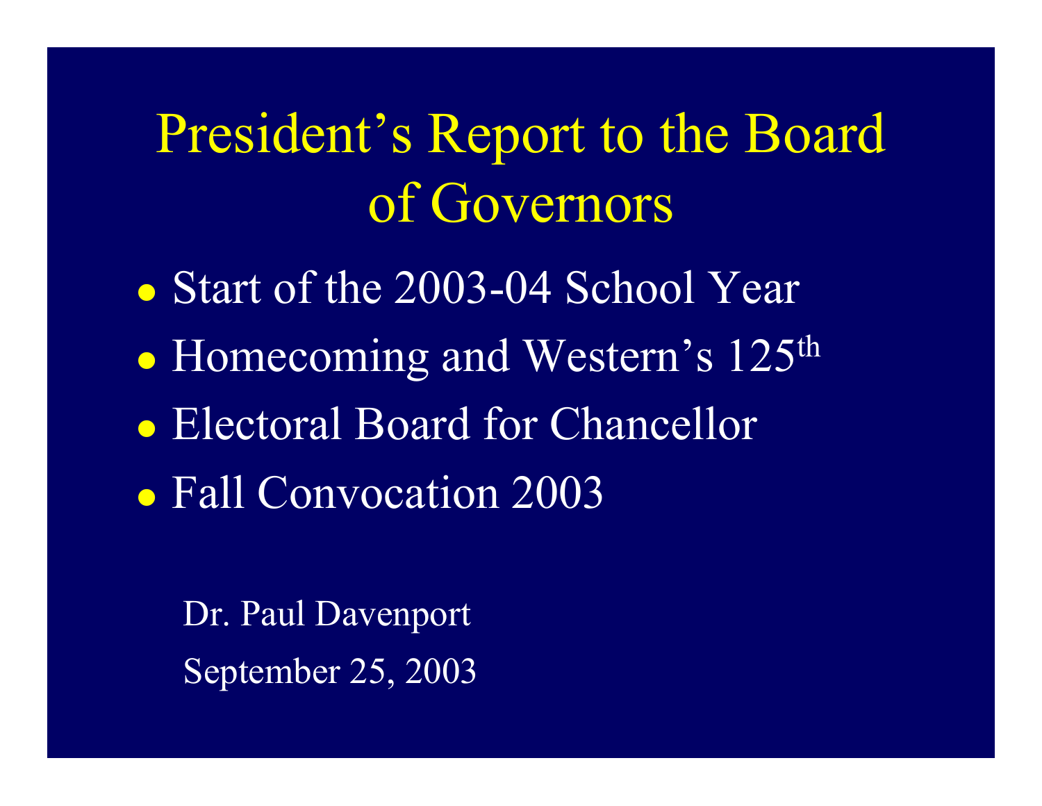# President's Report to the Board of Governors

- Start of the 2003-04 School Year
- Homecoming and Western's 125th
- Electoral Board for Chancellor
- Fall Convocation 2003

Dr. Paul Davenport

September 25, 2003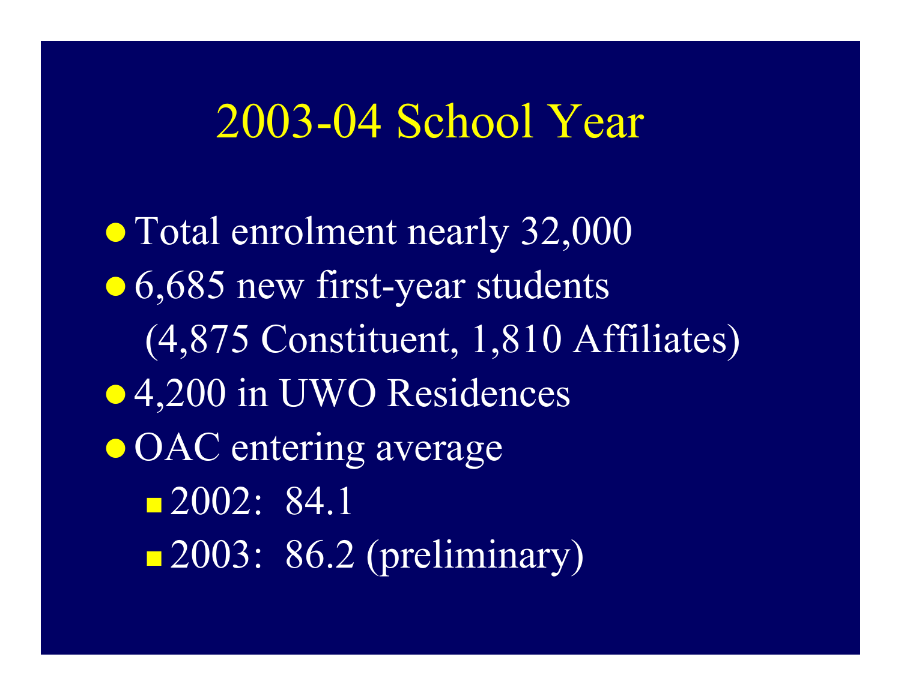# 2003-04 School Year

- Total enrolment nearly 32,000
- 6,685 new first-year students
  (4,875 Constituent, 1,810 Affiliates)
- 4,200 in UWO Residences
- OAC entering average
  - 2002:  84.1
  - 2003:  86.2 (preliminary)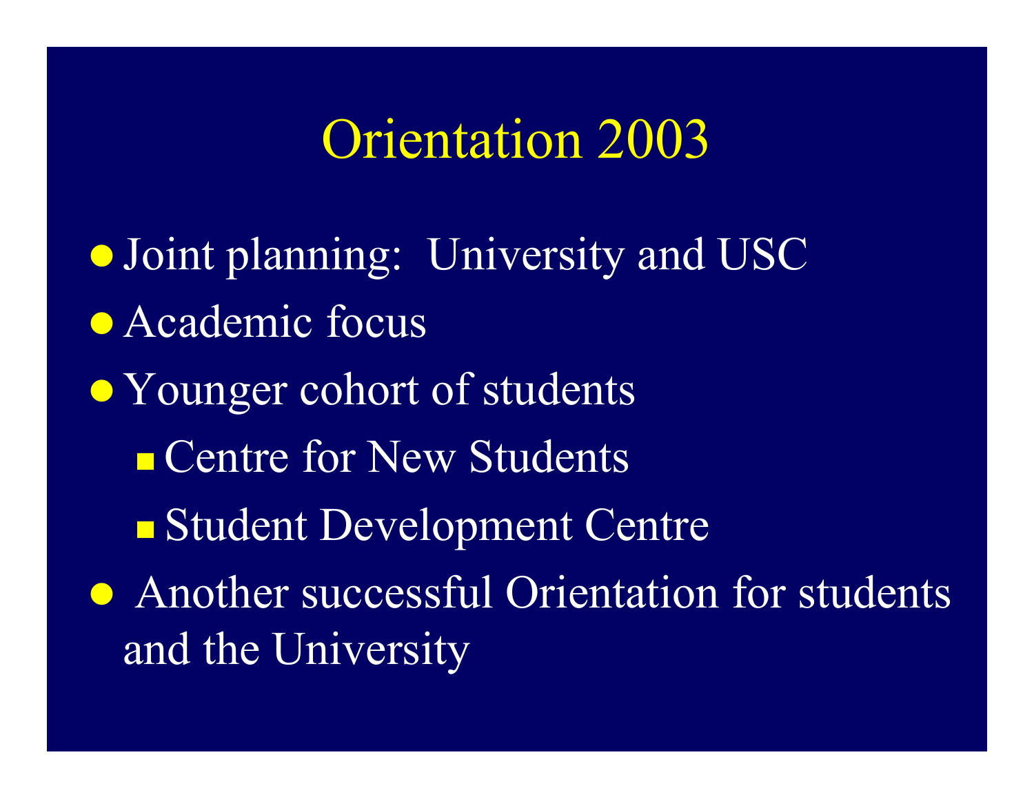# Orientation 2003

- Joint planning:  University and USC
- Academic focus
- Younger cohort of students
  - Centre for New Students
  - Student Development Centre
- Another successful Orientation for students and the University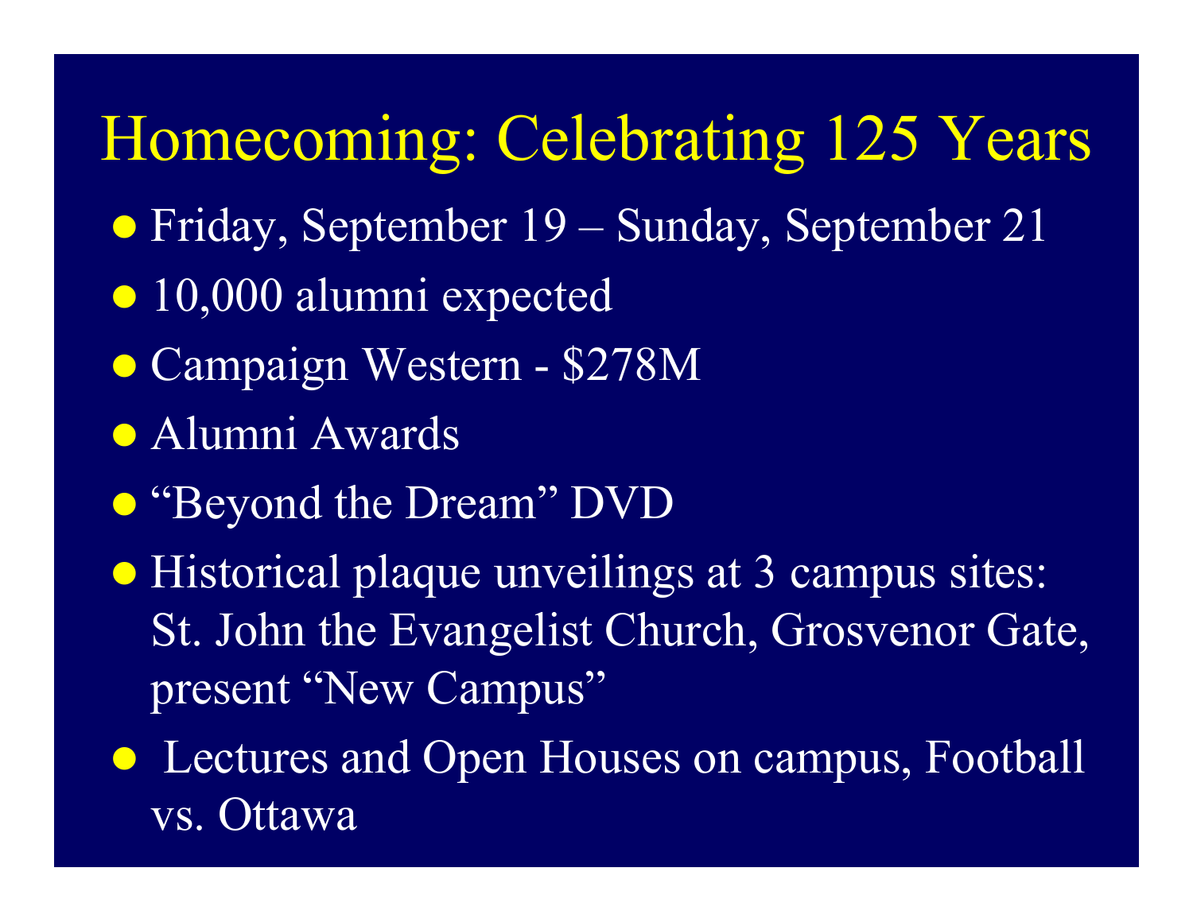# Homecoming: Celebrating 125 Years

- Friday, September 19 – Sunday, September 21
- 10,000 alumni expected
- Campaign Western - $278M
- Alumni Awards
- "Beyond the Dream" DVD
- Historical plaque unveilings at 3 campus sites: St. John the Evangelist Church, Grosvenor Gate, present "New Campus"
- Lectures and Open Houses on campus, Football vs. Ottawa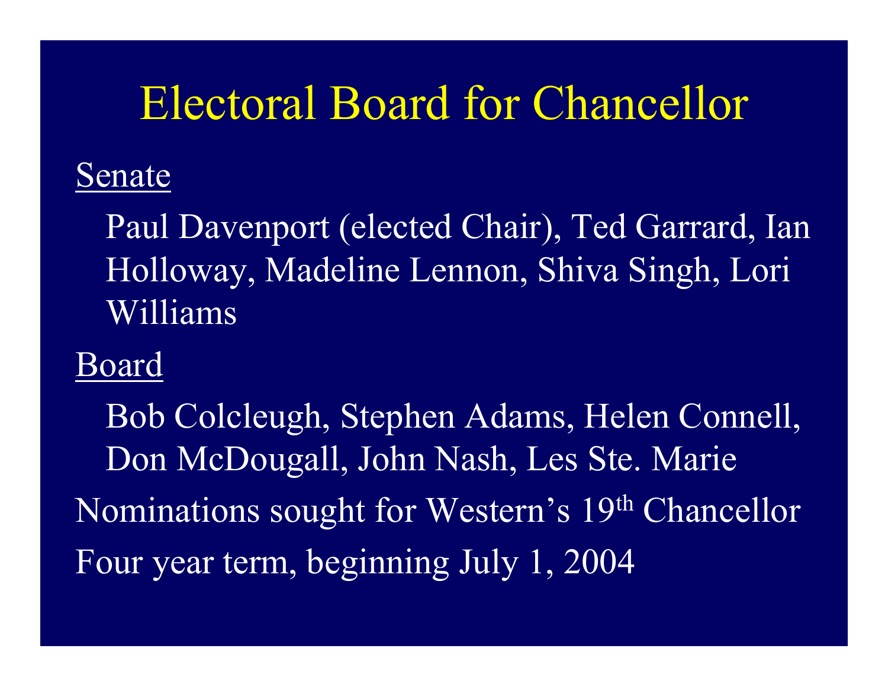# Electoral Board for Chancellor

<u>Senate</u>

Paul Davenport (elected Chair), Ted Garrard, Ian Holloway, Madeline Lennon, Shiva Singh, Lori Williams

<u>Board</u>

Bob Colcleugh, Stephen Adams, Helen Connell, Don McDougall, John Nash, Les Ste. Marie

Nominations sought for Western's 19th Chancellor

Four year term, beginning July 1, 2004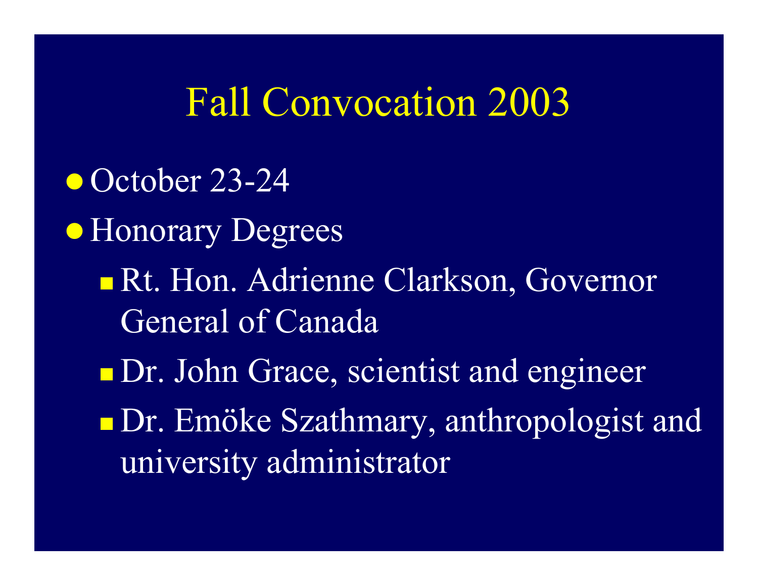# Fall Convocation 2003

- October 23-24
- Honorary Degrees
  - Rt. Hon. Adrienne Clarkson, Governor General of Canada
  - Dr. John Grace, scientist and engineer
  - Dr. Emöke Szathmary, anthropologist and university administrator